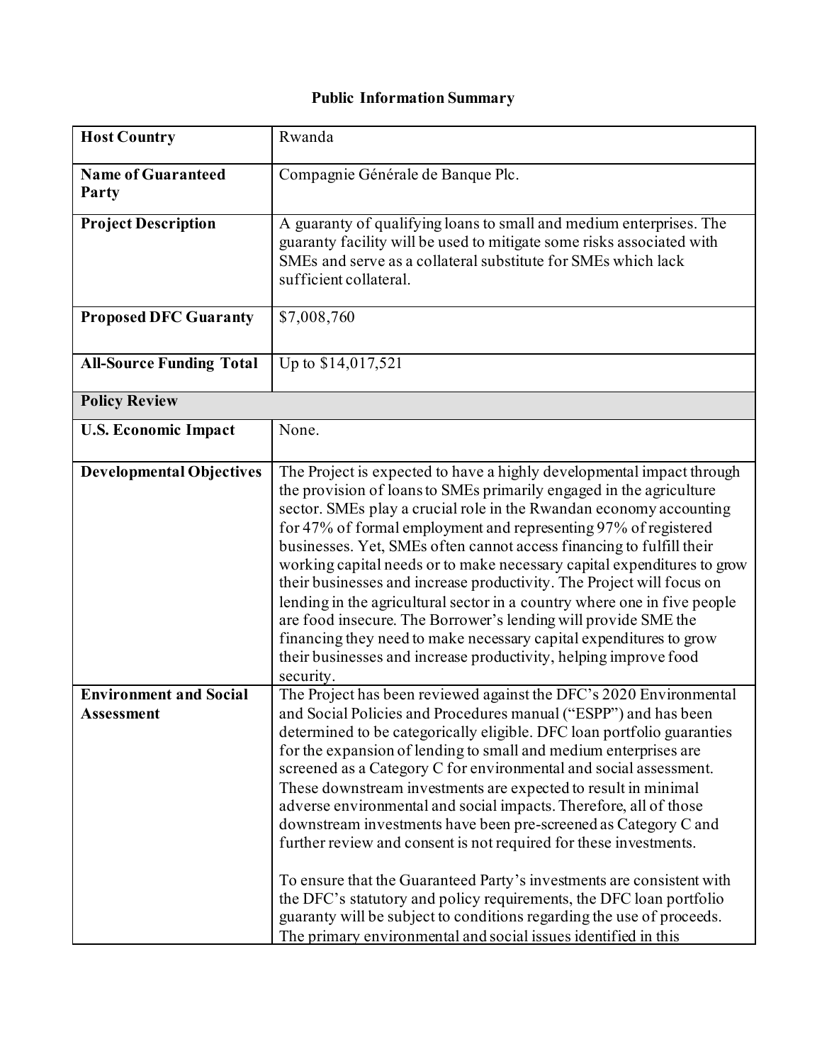# Public Information Summary

| | |
|---|---|
| **Host Country** | Rwanda |
| **Name of Guaranteed Party** | Compagnie Générale de Banque Plc. |
| **Project Description** | A guaranty of qualifying loans to small and medium enterprises. The guaranty facility will be used to mitigate some risks associated with SMEs and serve as a collateral substitute for SMEs which lack sufficient collateral. |
| **Proposed DFC Guaranty** | $7,008,760 |
| **All-Source Funding Total** | Up to $14,017,521 |
| **Policy Review** | |
| **U.S. Economic Impact** | None. |
| **Developmental Objectives** | The Project is expected to have a highly developmental impact through the provision of loans to SMEs primarily engaged in the agriculture sector. SMEs play a crucial role in the Rwandan economy accounting for 47% of formal employment and representing 97% of registered businesses. Yet, SMEs often cannot access financing to fulfill their working capital needs or to make necessary capital expenditures to grow their businesses and increase productivity. The Project will focus on lending in the agricultural sector in a country where one in five people are food insecure. The Borrower's lending will provide SME the financing they need to make necessary capital expenditures to grow their businesses and increase productivity, helping improve food security. |
| **Environment and Social Assessment** | The Project has been reviewed against the DFC's 2020 Environmental and Social Policies and Procedures manual ("ESPP") and has been determined to be categorically eligible. DFC loan portfolio guaranties for the expansion of lending to small and medium enterprises are screened as a Category C for environmental and social assessment. These downstream investments are expected to result in minimal adverse environmental and social impacts. Therefore, all of those downstream investments have been pre-screened as Category C and further review and consent is not required for these investments.<br><br>To ensure that the Guaranteed Party's investments are consistent with the DFC's statutory and policy requirements, the DFC loan portfolio guaranty will be subject to conditions regarding the use of proceeds. The primary environmental and social issues identified in this |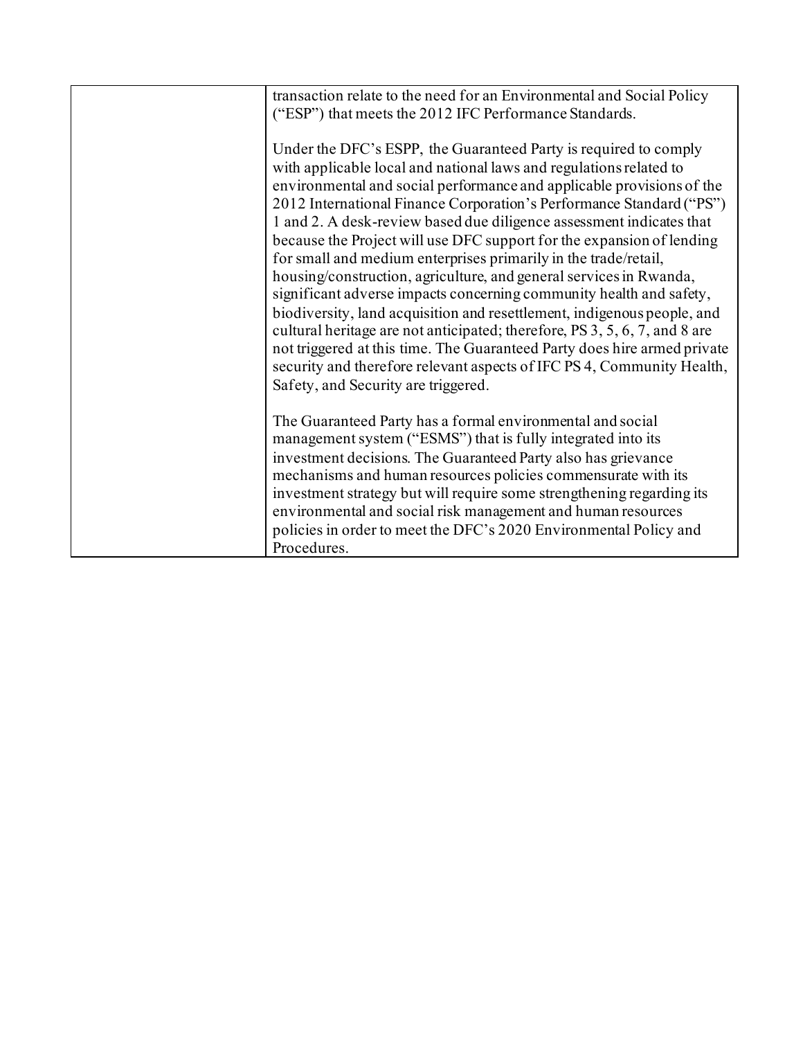| | |
|---|---|
| | transaction relate to the need for an Environmental and Social Policy ("ESP") that meets the 2012 IFC Performance Standards.<br><br>Under the DFC's ESPP, the Guaranteed Party is required to comply with applicable local and national laws and regulations related to environmental and social performance and applicable provisions of the 2012 International Finance Corporation's Performance Standard ("PS") 1 and 2. A desk-review based due diligence assessment indicates that because the Project will use DFC support for the expansion of lending for small and medium enterprises primarily in the trade/retail, housing/construction, agriculture, and general services in Rwanda, significant adverse impacts concerning community health and safety, biodiversity, land acquisition and resettlement, indigenous people, and cultural heritage are not anticipated; therefore, PS 3, 5, 6, 7, and 8 are not triggered at this time. The Guaranteed Party does hire armed private security and therefore relevant aspects of IFC PS 4, Community Health, Safety, and Security are triggered.<br><br>The Guaranteed Party has a formal environmental and social management system ("ESMS") that is fully integrated into its investment decisions. The Guaranteed Party also has grievance mechanisms and human resources policies commensurate with its investment strategy but will require some strengthening regarding its environmental and social risk management and human resources policies in order to meet the DFC's 2020 Environmental Policy and Procedures. |